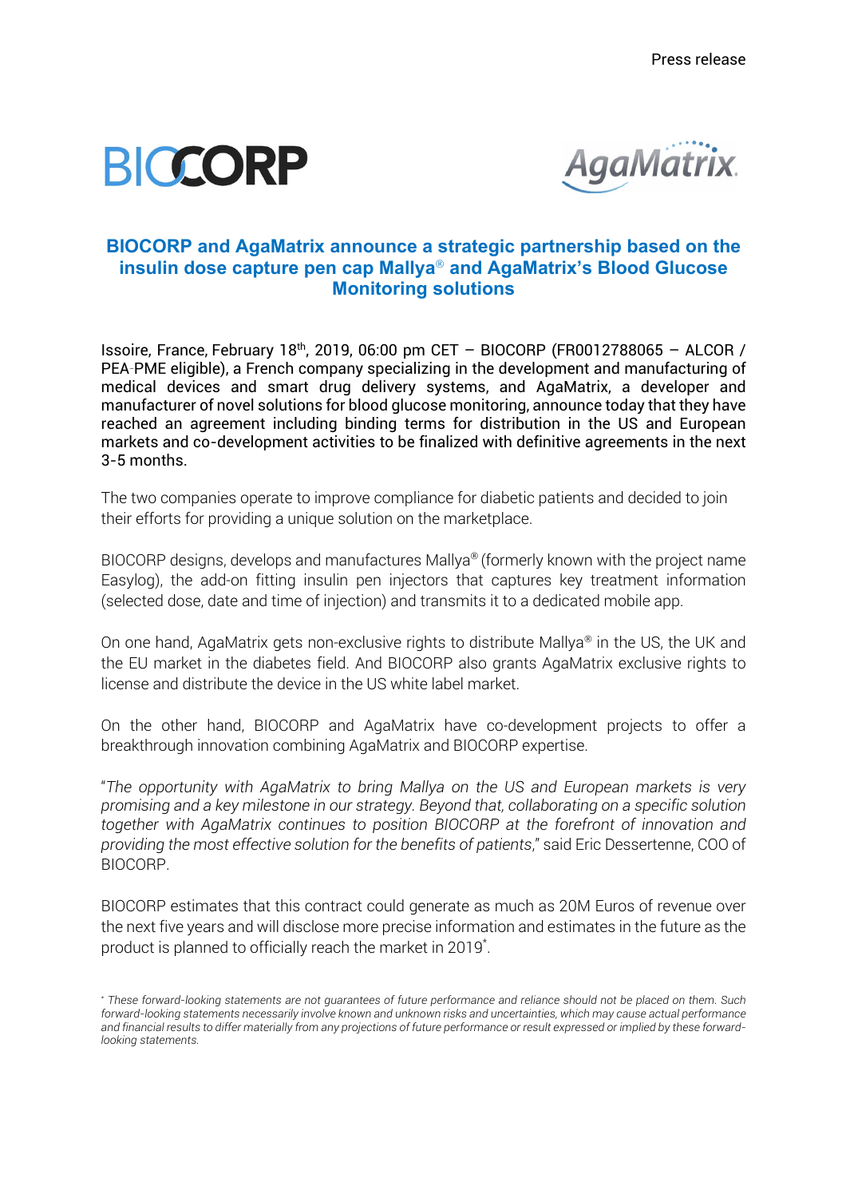Press release

BIOCORP

AgaMatrix

# BIOCORP and AgaMatrix announce a strategic partnership based on the insulin dose capture pen cap Mallya® and AgaMatrix's Blood Glucose Monitoring solutions

Issoire, France, February 18th, 2019, 06:00 pm CET – BIOCORP (FR0012788065 – ALCOR / PEA-PME eligible), a French company specializing in the development and manufacturing of medical devices and smart drug delivery systems, and AgaMatrix, a developer and manufacturer of novel solutions for blood glucose monitoring, announce today that they have reached an agreement including binding terms for distribution in the US and European markets and co-development activities to be finalized with definitive agreements in the next 3-5 months.

The two companies operate to improve compliance for diabetic patients and decided to join their efforts for providing a unique solution on the marketplace.

BIOCORP designs, develops and manufactures Mallya® (formerly known with the project name Easylog), the add-on fitting insulin pen injectors that captures key treatment information (selected dose, date and time of injection) and transmits it to a dedicated mobile app.

On one hand, AgaMatrix gets non-exclusive rights to distribute Mallya® in the US, the UK and the EU market in the diabetes field. And BIOCORP also grants AgaMatrix exclusive rights to license and distribute the device in the US white label market.

On the other hand, BIOCORP and AgaMatrix have co-development projects to offer a breakthrough innovation combining AgaMatrix and BIOCORP expertise.

"*The opportunity with AgaMatrix to bring Mallya on the US and European markets is very promising and a key milestone in our strategy. Beyond that, collaborating on a specific solution together with AgaMatrix continues to position BIOCORP at the forefront of innovation and providing the most effective solution for the benefits of patients*," said Eric Dessertenne, COO of BIOCORP.

BIOCORP estimates that this contract could generate as much as 20M Euros of revenue over the next five years and will disclose more precise information and estimates in the future as the product is planned to officially reach the market in 2019*.

*\* These forward-looking statements are not guarantees of future performance and reliance should not be placed on them. Such forward-looking statements necessarily involve known and unknown risks and uncertainties, which may cause actual performance and financial results to differ materially from any projections of future performance or result expressed or implied by these forward-looking statements.*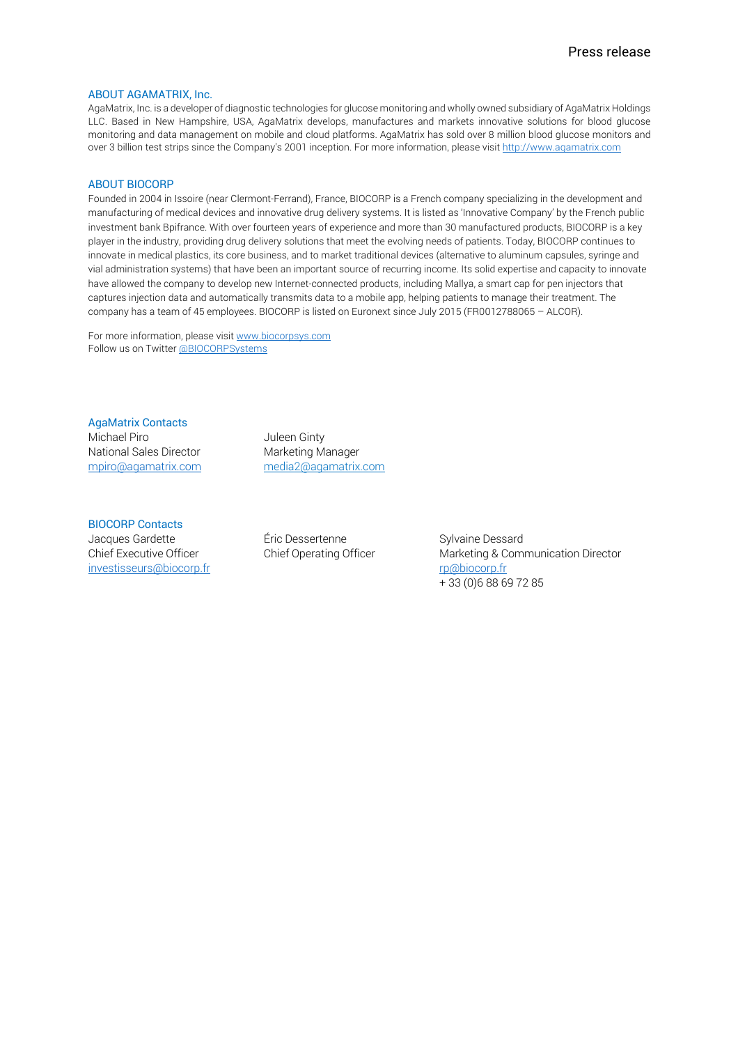## ABOUT AGAMATRIX, Inc.

AgaMatrix, Inc. is a developer of diagnostic technologies for glucose monitoring and wholly owned subsidiary of AgaMatrix Holdings LLC. Based in New Hampshire, USA, AgaMatrix develops, manufactures and markets innovative solutions for blood glucose monitoring and data management on mobile and cloud platforms. AgaMatrix has sold over 8 million blood glucose monitors and over 3 billion test strips since the Company's 2001 inception. For more information, please visit http://www.agamatrix.com

## ABOUT BIOCORP

Founded in 2004 in Issoire (near Clermont-Ferrand), France, BIOCORP is a French company specializing in the development and manufacturing of medical devices and innovative drug delivery systems. It is listed as 'Innovative Company' by the French public investment bank Bpifrance. With over fourteen years of experience and more than 30 manufactured products, BIOCORP is a key player in the industry, providing drug delivery solutions that meet the evolving needs of patients. Today, BIOCORP continues to innovate in medical plastics, its core business, and to market traditional devices (alternative to aluminum capsules, syringe and vial administration systems) that have been an important source of recurring income. Its solid expertise and capacity to innovate have allowed the company to develop new Internet-connected products, including Mallya, a smart cap for pen injectors that captures injection data and automatically transmits data to a mobile app, helping patients to manage their treatment. The company has a team of 45 employees. BIOCORP is listed on Euronext since July 2015 (FR0012788065 – ALCOR).

For more information, please visit www.biocorpsys.com
Follow us on Twitter @BIOCORPSystems

## AgaMatrix Contacts

Michael Piro
National Sales Director
mpiro@agamatrix.com

Juleen Ginty
Marketing Manager
media2@agamatrix.com

## BIOCORP Contacts

Jacques Gardette
Chief Executive Officer
investisseurs@biocorp.fr

Éric Dessertenne
Chief Operating Officer

Sylvaine Dessard
Marketing & Communication Director
rp@biocorp.fr
+ 33 (0)6 88 69 72 85